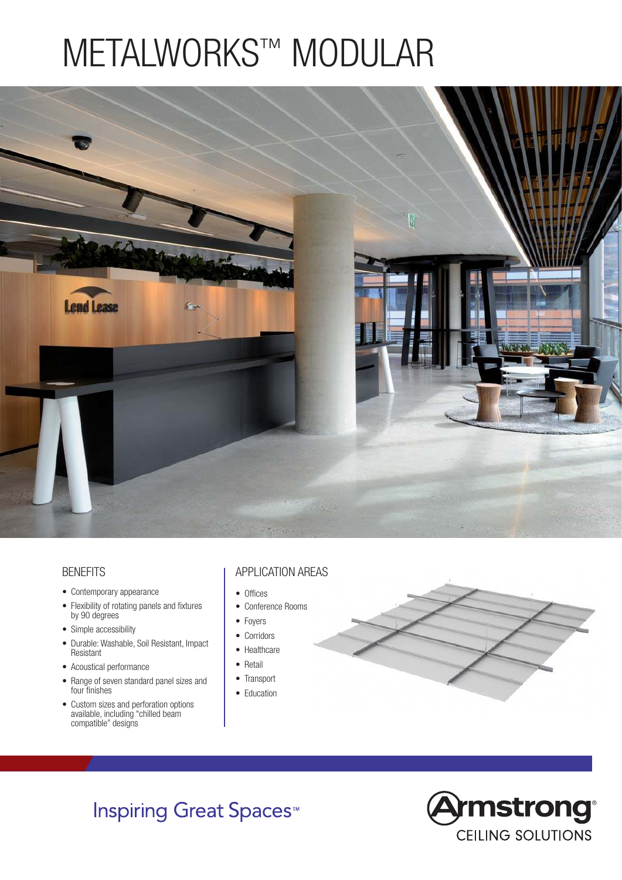# METALWORKS™ MODULAR

## BENEFITS

- Contemporary appearance
- Flexibility of rotating panels and fixtures by 90 degrees
- Simple accessibility
- Durable: Washable, Soil Resistant, Impact Resistant
- Acoustical performance
- Range of seven standard panel sizes and four finishes
- Custom sizes and perforation options available, including "chilled beam compatible" designs

## APPLICATION AREAS

- Offices
- Conference Rooms
- Foyers
- Corridors
- Healthcare
- Retail
- Transport
- Education

Inspiring Great Spaces™

Armstrong® CEILING SOLUTIONS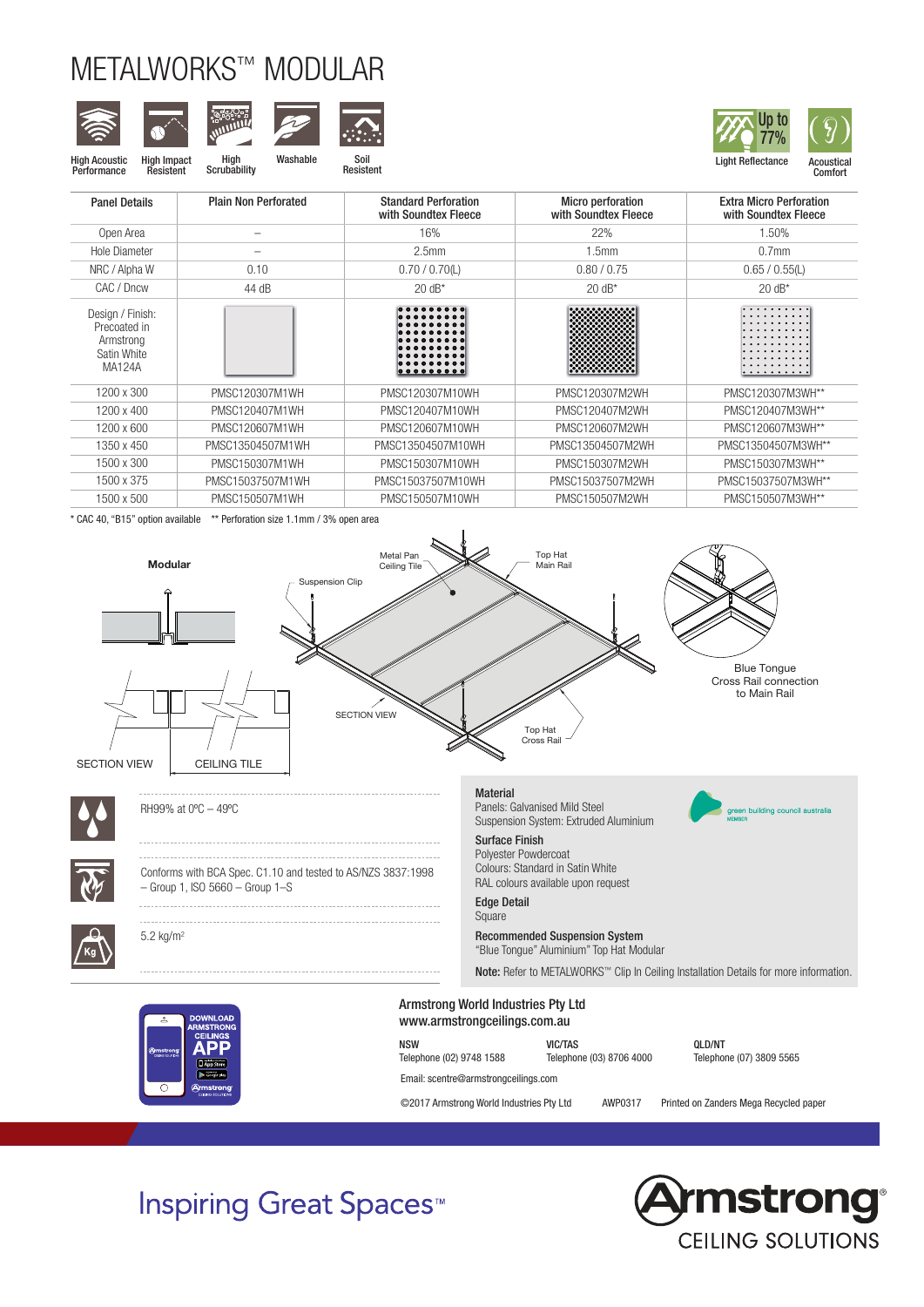# METALWORKS™ MODULAR

High Acoustic Performance · High Impact Resistent · High Scrubability · Washable · Soil Resistent

Up to 77% Light Reflectance · Acoustical Comfort

| Panel Details | Plain Non Perforated | Standard Perforation with Soundtex Fleece | Micro perforation with Soundtex Fleece | Extra Micro Perforation with Soundtex Fleece |
|---|---|---|---|---|
| Open Area | – | 16% | 22% | 1.50% |
| Hole Diameter | – | 2.5mm | 1.5mm | 0.7mm |
| NRC / Alpha W | 0.10 | 0.70 / 0.70(L) | 0.80 / 0.75 | 0.65 / 0.55(L) |
| CAC / Dncw | 44 dB | 20 dB* | 20 dB* | 20 dB* |
| Design / Finish: Precoated in Armstrong Satin White MA124A | | | | |
| 1200 x 300 | PMSC120307M1WH | PMSC120307M10WH | PMSC120307M2WH | PMSC120307M3WH** |
| 1200 x 400 | PMSC120407M1WH | PMSC120407M10WH | PMSC120407M2WH | PMSC120407M3WH** |
| 1200 x 600 | PMSC120607M1WH | PMSC120607M10WH | PMSC120607M2WH | PMSC120607M3WH** |
| 1350 x 450 | PMSC13504507M1WH | PMSC13504507M10WH | PMSC13504507M2WH | PMSC13504507M3WH** |
| 1500 x 300 | PMSC150307M1WH | PMSC150307M10WH | PMSC150307M2WH | PMSC150307M3WH** |
| 1500 x 375 | PMSC15037507M1WH | PMSC15037507M10WH | PMSC15037507M2WH | PMSC15037507M3WH** |
| 1500 x 500 | PMSC150507M1WH | PMSC150507M10WH | PMSC150507M2WH | PMSC150507M3WH** |

\* CAC 40, "B15" option available  ** Perforation size 1.1mm / 3% open area

Modular

SECTION VIEW  CEILING TILE

Metal Pan Ceiling Tile  Suspension Clip  Top Hat Main Rail  SECTION VIEW  Top Hat Cross Rail

Blue Tongue Cross Rail connection to Main Rail

RH99% at 0ºC – 49ºC

Conforms with BCA Spec. C1.10 and tested to AS/NZS 3837:1998 – Group 1, ISO 5660 – Group 1–S

5.2 kg/m²

**Material**
Panels: Galvanised Mild Steel
Suspension System: Extruded Aluminium

**Surface Finish**
Polyester Powdercoat
Colours: Standard in Satin White
RAL colours available upon request

**Edge Detail**
Square

**Recommended Suspension System**
"Blue Tongue" Aluminium" Top Hat Modular

**Note:** Refer to METALWORKS™ Clip In Ceiling Installation Details for more information.

green building council australia MEMBER

DOWNLOAD ARMSTRONG CEILINGS APP

**Armstrong World Industries Pty Ltd**
**www.armstrongceilings.com.au**

| NSW | VIC/TAS | QLD/NT |
|---|---|---|
| Telephone (02) 9748 1588 | Telephone (03) 8706 4000 | Telephone (07) 3809 5565 |

Email: scentre@armstrongceilings.com

©2017 Armstrong World Industries Pty Ltd  AWP0317  Printed on Zanders Mega Recycled paper

Inspiring Great Spaces™

Armstrong® CEILING SOLUTIONS